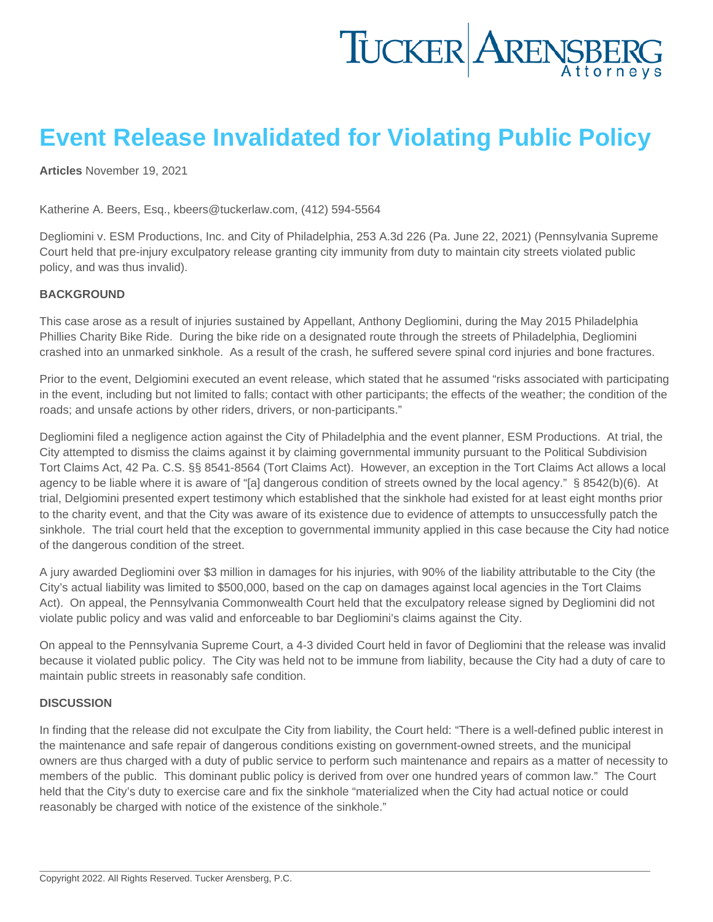# Event Release Invalidated for Violating Public Policy

**Articles** November 19, 2021

Katherine A. Beers, Esq., kbeers@tuckerlaw.com, (412) 594-5564

Degliomini v. ESM Productions, Inc. and City of Philadelphia, 253 A.3d 226 (Pa. June 22, 2021) (Pennsylvania Supreme Court held that pre-injury exculpatory release granting city immunity from duty to maintain city streets violated public policy, and was thus invalid).

**BACKGROUND**

This case arose as a result of injuries sustained by Appellant, Anthony Degliomini, during the May 2015 Philadelphia Phillies Charity Bike Ride. During the bike ride on a designated route through the streets of Philadelphia, Degliomini crashed into an unmarked sinkhole. As a result of the crash, he suffered severe spinal cord injuries and bone fractures.

Prior to the event, Delgiomini executed an event release, which stated that he assumed "risks associated with participating in the event, including but not limited to falls; contact with other participants; the effects of the weather; the condition of the roads; and unsafe actions by other riders, drivers, or non-participants."

Degliomini filed a negligence action against the City of Philadelphia and the event planner, ESM Productions. At trial, the City attempted to dismiss the claims against it by claiming governmental immunity pursuant to the Political Subdivision Tort Claims Act, 42 Pa. C.S. §§ 8541-8564 (Tort Claims Act). However, an exception in the Tort Claims Act allows a local agency to be liable where it is aware of "[a] dangerous condition of streets owned by the local agency." § 8542(b)(6). At trial, Delgiomini presented expert testimony which established that the sinkhole had existed for at least eight months prior to the charity event, and that the City was aware of its existence due to evidence of attempts to unsuccessfully patch the sinkhole. The trial court held that the exception to governmental immunity applied in this case because the City had notice of the dangerous condition of the street.

A jury awarded Degliomini over $3 million in damages for his injuries, with 90% of the liability attributable to the City (the City's actual liability was limited to $500,000, based on the cap on damages against local agencies in the Tort Claims Act). On appeal, the Pennsylvania Commonwealth Court held that the exculpatory release signed by Degliomini did not violate public policy and was valid and enforceable to bar Degliomini's claims against the City.

On appeal to the Pennsylvania Supreme Court, a 4-3 divided Court held in favor of Degliomini that the release was invalid because it violated public policy. The City was held not to be immune from liability, because the City had a duty of care to maintain public streets in reasonably safe condition.

**DISCUSSION**

In finding that the release did not exculpate the City from liability, the Court held: "There is a well-defined public interest in the maintenance and safe repair of dangerous conditions existing on government-owned streets, and the municipal owners are thus charged with a duty of public service to perform such maintenance and repairs as a matter of necessity to members of the public. This dominant public policy is derived from over one hundred years of common law." The Court held that the City's duty to exercise care and fix the sinkhole "materialized when the City had actual notice or could reasonably be charged with notice of the existence of the sinkhole."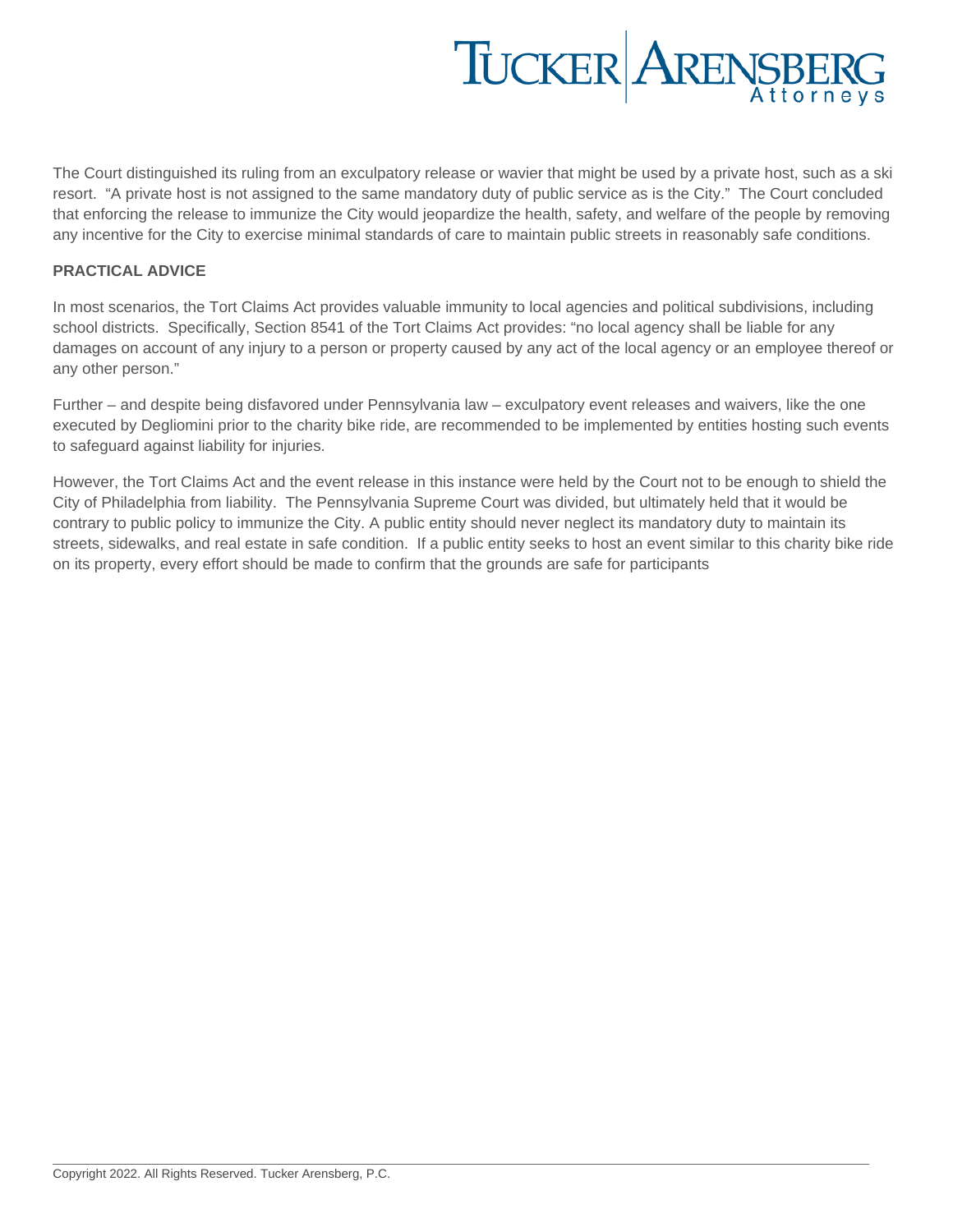The Court distinguished its ruling from an exculpatory release or wavier that might be used by a private host, such as a ski resort. "A private host is not assigned to the same mandatory duty of public service as is the City." The Court concluded that enforcing the release to immunize the City would jeopardize the health, safety, and welfare of the people by removing any incentive for the City to exercise minimal standards of care to maintain public streets in reasonably safe conditions.

**PRACTICAL ADVICE**

In most scenarios, the Tort Claims Act provides valuable immunity to local agencies and political subdivisions, including school districts. Specifically, Section 8541 of the Tort Claims Act provides: "no local agency shall be liable for any damages on account of any injury to a person or property caused by any act of the local agency or an employee thereof or any other person."

Further – and despite being disfavored under Pennsylvania law – exculpatory event releases and waivers, like the one executed by Degliomini prior to the charity bike ride, are recommended to be implemented by entities hosting such events to safeguard against liability for injuries.

However, the Tort Claims Act and the event release in this instance were held by the Court not to be enough to shield the City of Philadelphia from liability. The Pennsylvania Supreme Court was divided, but ultimately held that it would be contrary to public policy to immunize the City. A public entity should never neglect its mandatory duty to maintain its streets, sidewalks, and real estate in safe condition. If a public entity seeks to host an event similar to this charity bike ride on its property, every effort should be made to confirm that the grounds are safe for participants

Copyright 2022. All Rights Reserved. Tucker Arensberg, P.C.